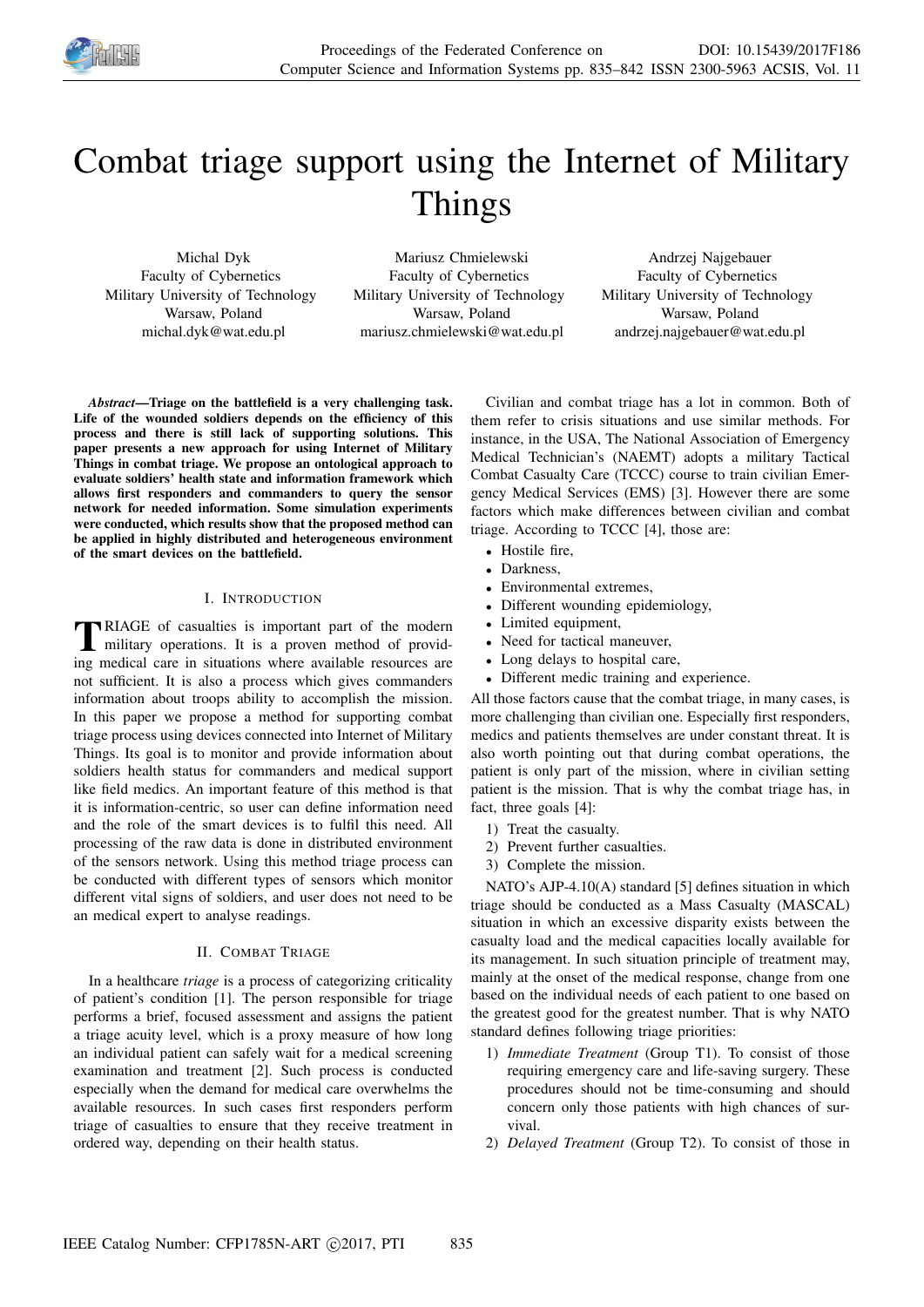# Combat triage support using the Internet of Military Things

Michal Dyk
Faculty of Cybernetics
Military University of Technology
Warsaw, Poland
michal.dyk@wat.edu.pl

Mariusz Chmielewski
Faculty of Cybernetics
Military University of Technology
Warsaw, Poland
mariusz.chmielewski@wat.edu.pl

Andrzej Najgebauer
Faculty of Cybernetics
Military University of Technology
Warsaw, Poland
andrzej.najgebauer@wat.edu.pl

***Abstract*—Triage on the battlefield is a very challenging task. Life of the wounded soldiers depends on the efficiency of this process and there is still lack of supporting solutions. This paper presents a new approach for using Internet of Military Things in combat triage. We propose an ontological approach to evaluate soldiers' health state and information framework which allows first responders and commanders to query the sensor network for needed information. Some simulation experiments were conducted, which results show that the proposed method can be applied in highly distributed and heterogeneous environment of the smart devices on the battlefield.**

## I. Introduction

Triage of casualties is important part of the modern military operations. It is a proven method of providing medical care in situations where available resources are not sufficient. It is also a process which gives commanders information about troops ability to accomplish the mission. In this paper we propose a method for supporting combat triage process using devices connected into Internet of Military Things. Its goal is to monitor and provide information about soldiers health status for commanders and medical support like field medics. An important feature of this method is that it is information-centric, so user can define information need and the role of the smart devices is to fulfil this need. All processing of the raw data is done in distributed environment of the sensors network. Using this method triage process can be conducted with different types of sensors which monitor different vital signs of soldiers, and user does not need to be an medical expert to analyse readings.

## II. Combat Triage

In a healthcare *triage* is a process of categorizing criticality of patient's condition [1]. The person responsible for triage performs a brief, focused assessment and assigns the patient a triage acuity level, which is a proxy measure of how long an individual patient can safely wait for a medical screening examination and treatment [2]. Such process is conducted especially when the demand for medical care overwhelms the available resources. In such cases first responders perform triage of casualties to ensure that they receive treatment in ordered way, depending on their health status.

Civilian and combat triage has a lot in common. Both of them refer to crisis situations and use similar methods. For instance, in the USA, The National Association of Emergency Medical Technician's (NAEMT) adopts a military Tactical Combat Casualty Care (TCCC) course to train civilian Emergency Medical Services (EMS) [3]. However there are some factors which make differences between civilian and combat triage. According to TCCC [4], those are:

- Hostile fire,
- Darkness,
- Environmental extremes,
- Different wounding epidemiology,
- Limited equipment,
- Need for tactical maneuver,
- Long delays to hospital care,
- Different medic training and experience.

All those factors cause that the combat triage, in many cases, is more challenging than civilian one. Especially first responders, medics and patients themselves are under constant threat. It is also worth pointing out that during combat operations, the patient is only part of the mission, where in civilian setting patient is the mission. That is why the combat triage has, in fact, three goals [4]:

1) Treat the casualty.
2) Prevent further casualties.
3) Complete the mission.

NATO's AJP-4.10(A) standard [5] defines situation in which triage should be conducted as a Mass Casualty (MASCAL) situation in which an excessive disparity exists between the casualty load and the medical capacities locally available for its management. In such situation principle of treatment may, mainly at the onset of the medical response, change from one based on the individual needs of each patient to one based on the greatest good for the greatest number. That is why NATO standard defines following triage priorities:

1) *Immediate Treatment* (Group T1). To consist of those requiring emergency care and life-saving surgery. These procedures should not be time-consuming and should concern only those patients with high chances of survival.
2) *Delayed Treatment* (Group T2). To consist of those in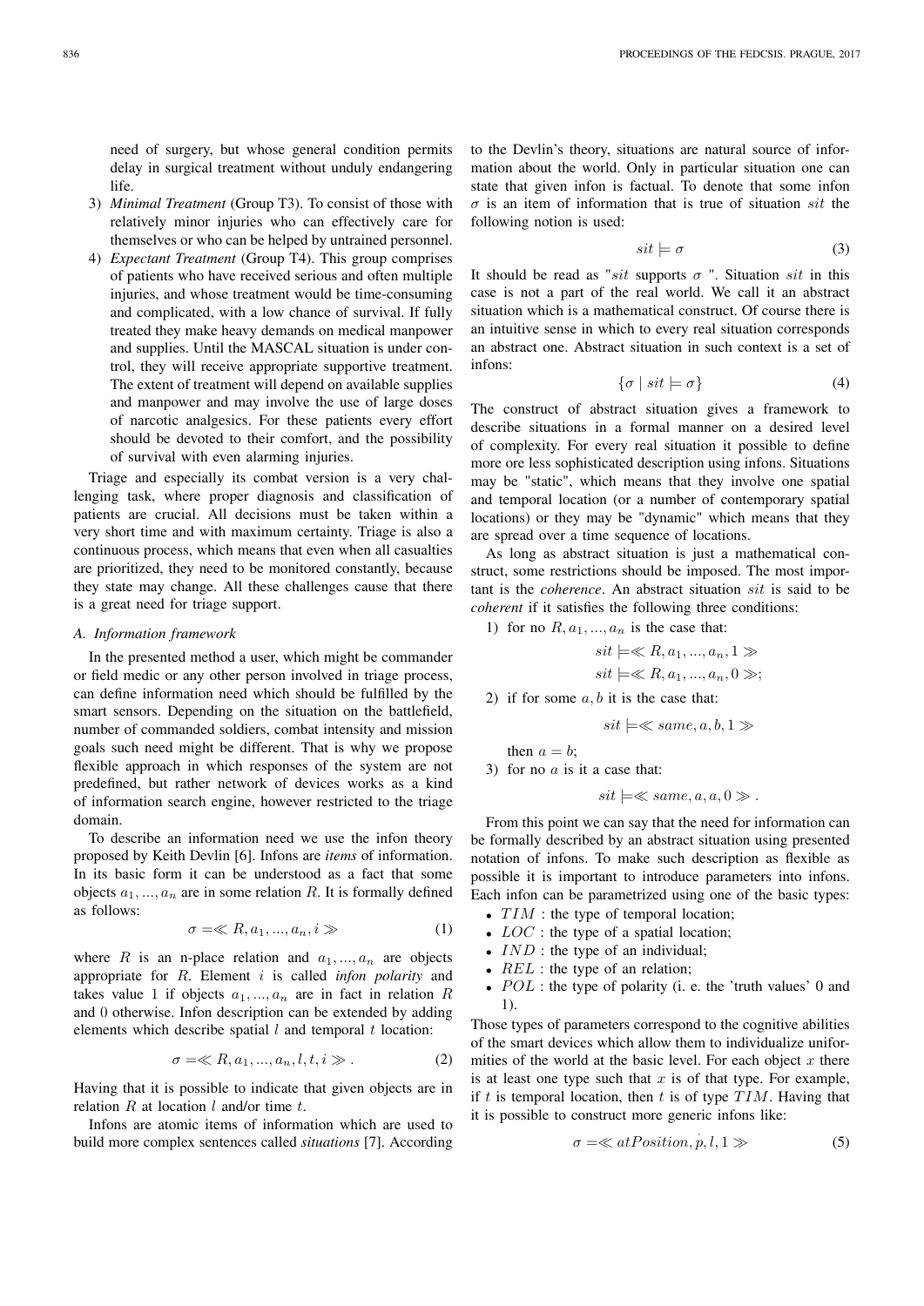need of surgery, but whose general condition permits delay in surgical treatment without unduly endangering life.

3) *Minimal Treatment* (Group T3). To consist of those with relatively minor injuries who can effectively care for themselves or who can be helped by untrained personnel.
4) *Expectant Treatment* (Group T4). This group comprises of patients who have received serious and often multiple injuries, and whose treatment would be time-consuming and complicated, with a low chance of survival. If fully treated they make heavy demands on medical manpower and supplies. Until the MASCAL situation is under control, they will receive appropriate supportive treatment. The extent of treatment will depend on available supplies and manpower and may involve the use of large doses of narcotic analgesics. For these patients every effort should be devoted to their comfort, and the possibility of survival with even alarming injuries.

Triage and especially its combat version is a very challenging task, where proper diagnosis and classification of patients are crucial. All decisions must be taken within a very short time and with maximum certainty. Triage is also a continuous process, which means that even when all casualties are prioritized, they need to be monitored constantly, because they state may change. All these challenges cause that there is a great need for triage support.

### A. Information framework

In the presented method a user, which might be commander or field medic or any other person involved in triage process, can define information need which should be fulfilled by the smart sensors. Depending on the situation on the battlefield, number of commanded soldiers, combat intensity and mission goals such need might be different. That is why we propose flexible approach in which responses of the system are not predefined, but rather network of devices works as a kind of information search engine, however restricted to the triage domain.

To describe an information need we use the infon theory proposed by Keith Devlin [6]. Infons are *items* of information. In its basic form it can be understood as a fact that some objects $a_1, ..., a_n$ are in some relation $R$. It is formally defined as follows:

$$\sigma = \ll R, a_1, ..., a_n, i \gg \tag{1}$$

where $R$ is an n-place relation and $a_1, ..., a_n$ are objects appropriate for $R$. Element $i$ is called *infon polarity* and takes value 1 if objects $a_1, ..., a_n$ are in fact in relation $R$ and 0 otherwise. Infon description can be extended by adding elements which describe spatial $l$ and temporal $t$ location:

$$\sigma = \ll R, a_1, ..., a_n, l, t, i \gg . \tag{2}$$

Having that it is possible to indicate that given objects are in relation $R$ at location $l$ and/or time $t$.

Infons are atomic items of information which are used to build more complex sentences called *situations* [7]. According to the Devlin's theory, situations are natural source of information about the world. Only in particular situation one can state that given infon is factual. To denote that some infon $\sigma$ is an item of information that is true of situation $sit$ the following notion is used:

$$sit \models \sigma \tag{3}$$

It should be read as "$sit$ supports $\sigma$ ". Situation $sit$ in this case is not a part of the real world. We call it an abstract situation which is a mathematical construct. Of course there is an intuitive sense in which to every real situation corresponds an abstract one. Abstract situation in such context is a set of infons:

$$\{\sigma \mid sit \models \sigma\} \tag{4}$$

The construct of abstract situation gives a framework to describe situations in a formal manner on a desired level of complexity. For every real situation it possible to define more ore less sophisticated description using infons. Situations may be "static", which means that they involve one spatial and temporal location (or a number of contemporary spatial locations) or they may be "dynamic" which means that they are spread over a time sequence of locations.

As long as abstract situation is just a mathematical construct, some restrictions should be imposed. The most important is the *coherence*. An abstract situation $sit$ is said to be *coherent* if it satisfies the following three conditions:

1) for no $R, a_1, ..., a_n$ is the case that:
$$sit \models \ll R, a_1, ..., a_n, 1 \gg$$
$$sit \models \ll R, a_1, ..., a_n, 0 \gg;$$
2) if for some $a, b$ it is the case that:
$$sit \models \ll same, a, b, 1 \gg$$
then $a = b$;
3) for no $a$ is it a case that:
$$sit \models \ll same, a, a, 0 \gg .$$

From this point we can say that the need for information can be formally described by an abstract situation using presented notation of infons. To make such description as flexible as possible it is important to introduce parameters into infons. Each infon can be parametrized using one of the basic types:

- $TIM$ : the type of temporal location;
- $LOC$ : the type of a spatial location;
- $IND$ : the type of an individual;
- $REL$ : the type of an relation;
- $POL$ : the type of polarity (i. e. the 'truth values' 0 and 1).

Those types of parameters correspond to the cognitive abilities of the smart devices which allow them to individualize uniformities of the world at the basic level. For each object $x$ there is at least one type such that $x$ is of that type. For example, if $t$ is temporal location, then $t$ is of type $TIM$. Having that it is possible to construct more generic infons like:

$$\sigma = \ll atPosition, \dot{p}, l, 1 \gg \tag{5}$$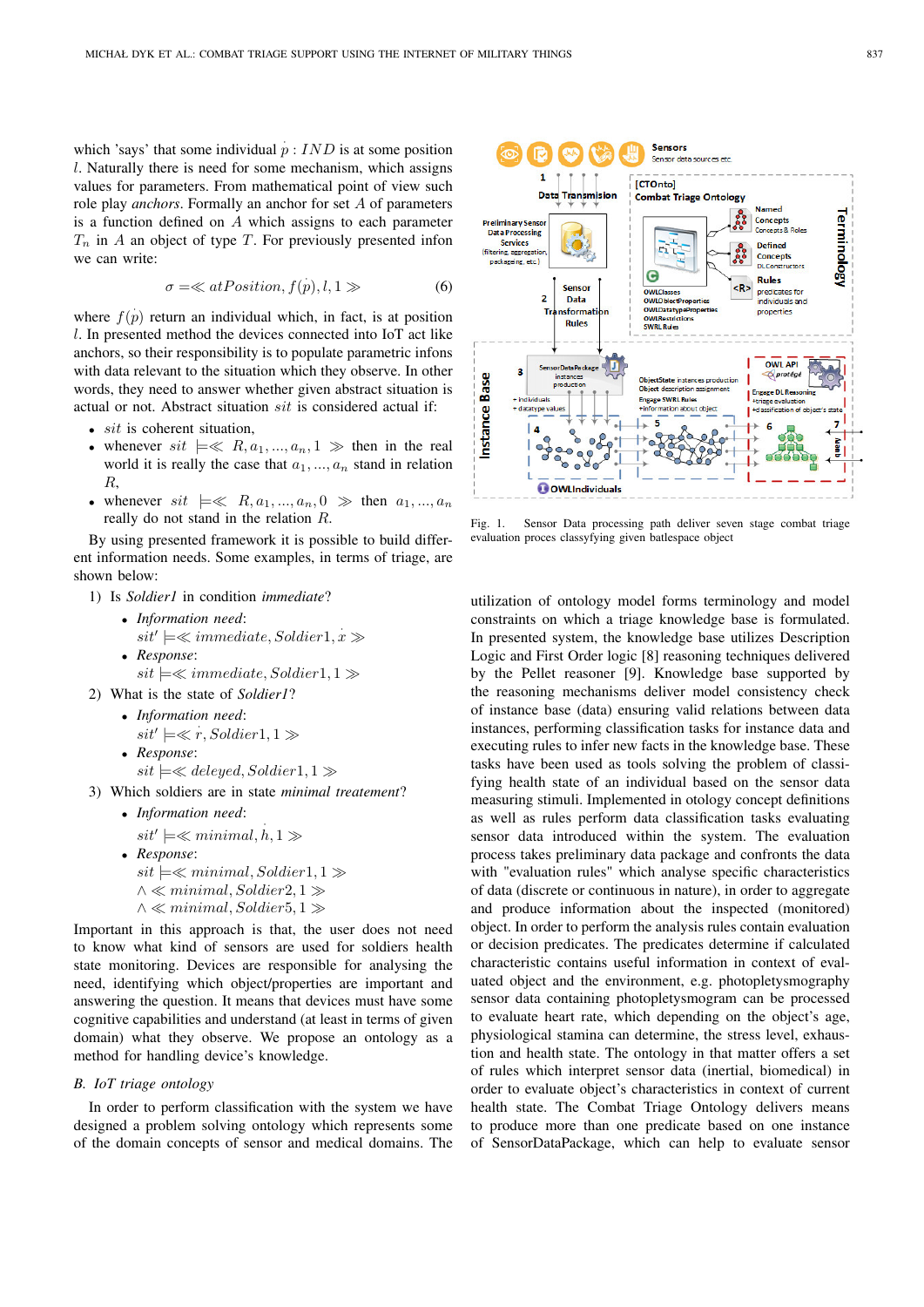which 'says' that some individual $\dot{p} : IND$ is at some position $l$. Naturally there is need for some mechanism, which assigns values for parameters. From mathematical point of view such role play *anchors*. Formally an anchor for set $A$ of parameters is a function defined on $A$ which assigns to each parameter $T_n$ in $A$ an object of type $T$. For previously presented infon we can write:

$$\sigma = \ll atPosition, f(\dot{p}), l, 1 \gg \tag{6}$$

where $f(\dot{p})$ return an individual which, in fact, is at position $l$. In presented method the devices connected into IoT act like anchors, so their responsibility is to populate parametric infons with data relevant to the situation which they observe. In other words, they need to answer whether given abstract situation is actual or not. Abstract situation $sit$ is considered actual if:

- $sit$ is coherent situation,
- whenever $sit \models \ll R, a_1, ..., a_n, 1 \gg$ then in the real world it is really the case that $a_1, ..., a_n$ stand in relation $R$,
- whenever $sit \models \ll R, a_1, ..., a_n, 0 \gg$ then $a_1, ..., a_n$ really do not stand in the relation $R$.

By using presented framework it is possible to build different information needs. Some examples, in terms of triage, are shown below:

1) Is *Soldier1* in condition *immediate*?
   - *Information need*: $sit' \models \ll immediate, Soldier1, \dot{x} \gg$
   - *Response*: $sit \models \ll immediate, Soldier1, 1 \gg$
2) What is the state of *Soldier1*?
   - *Information need*: $sit' \models \ll \dot{r}, Soldier1, 1 \gg$
   - *Response*: $sit \models \ll deleyed, Soldier1, 1 \gg$
3) Which soldiers are in state *minimal treatement*?
   - *Information need*: $sit' \models \ll minimal, \dot{h}, 1 \gg$
   - *Response*: $sit \models \ll minimal, Soldier1, 1 \gg$ $\wedge \ll minimal, Soldier2, 1 \gg$ $\wedge \ll minimal, Soldier5, 1 \gg$

Important in this approach is that, the user does not need to know what kind of sensors are used for soldiers health state monitoring. Devices are responsible for analysing the need, identifying which object/properties are important and answering the question. It means that devices must have some cognitive capabilities and understand (at least in terms of given domain) what they observe. We propose an ontology as a method for handling device's knowledge.

### B. IoT triage ontology

In order to perform classification with the system we have designed a problem solving ontology which represents some of the domain concepts of sensor and medical domains. The utilization of ontology model forms terminology and model constraints on which a triage knowledge base is formulated. In presented system, the knowledge base utilizes Description Logic and First Order logic [8] reasoning techniques delivered by the Pellet reasoner [9]. Knowledge base supported by the reasoning mechanisms deliver model consistency check of instance base (data) ensuring valid relations between data instances, performing classification tasks for instance data and executing rules to infer new facts in the knowledge base. These tasks have been used as tools solving the problem of classifying health state of an individual based on the sensor data measuring stimuli. Implemented in otology concept definitions as well as rules perform data classification tasks evaluating sensor data introduced within the system. The evaluation process takes preliminary data package and confronts the data with "evaluation rules" which analyse specific characteristics of data (discrete or continuous in nature), in order to aggregate and produce information about the inspected (monitored) object. In order to perform the analysis rules contain evaluation or decision predicates. The predicates determine if calculated characteristic contains useful information in context of evaluated object and the environment, e.g. photopletysmography sensor data containing photopletysmogram can be processed to evaluate heart rate, which depending on the object's age, physiological stamina can determine, the stress level, exhaustion and health state. The ontology in that matter offers a set of rules which interpret sensor data (inertial, biomedical) in order to evaluate object's characteristics in context of current health state. The Combat Triage Ontology delivers means to produce more than one predicate based on one instance of SensorDataPackage, which can help to evaluate sensor

Fig. 1. Sensor Data processing path deliver seven stage combat triage evaluation proces classyfying given batlespace object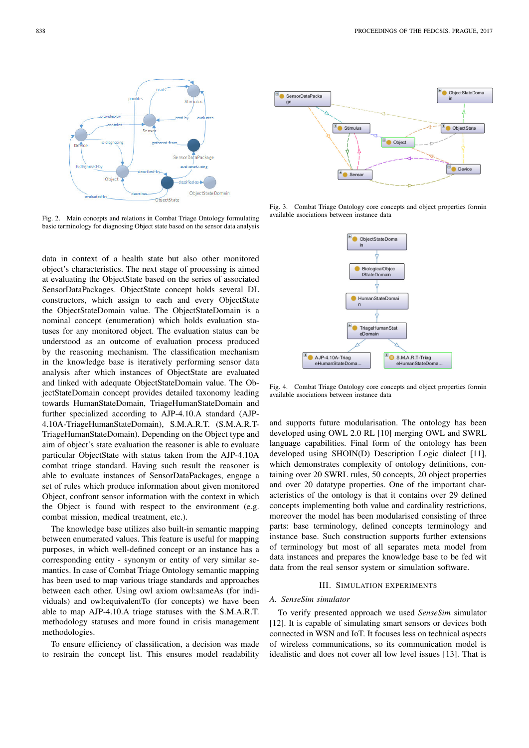Fig. 2. Main concepts and relations in Combat Triage Ontology formulating basic terminology for diagnosing Object state based on the sensor data analysis

Fig. 3. Combat Triage Ontology core concepts and object properties formin available asociations between instance data

Fig. 4. Combat Triage Ontology core concepts and object properties formin available asociations between instance data

data in context of a health state but also other monitored object's characteristics. The next stage of processing is aimed at evaluating the ObjectState based on the series of associated SensorDataPackages. ObjectState concept holds several DL constructors, which assign to each and every ObjectState the ObjectStateDomain value. The ObjectStateDomain is a nominal concept (enumeration) which holds evaluation statuses for any monitored object. The evaluation status can be understood as an outcome of evaluation process produced by the reasoning mechanism. The classification mechanism in the knowledge base is iteratively performing sensor data analysis after which instances of ObjectState are evaluated and linked with adequate ObjectStateDomain value. The ObjectStateDomain concept provides detailed taxonomy leading towards HumanStateDomain, TriageHumanStateDomain and further specialized according to AJP-4.10.A standard (AJP-4.10A-TriageHumanStateDomain), S.M.A.R.T. (S.M.A.R.T-TriageHumanStateDomain). Depending on the Object type and aim of object's state evaluation the reasoner is able to evaluate particular ObjectState with status taken from the AJP-4.10A combat triage standard. Having such result the reasoner is able to evaluate instances of SensorDataPackages, engage a set of rules which produce information about given monitored Object, confront sensor information with the context in which the Object is found with respect to the environment (e.g. combat mission, medical treatment, etc.).

The knowledge base utilizes also built-in semantic mapping between enumerated values. This feature is useful for mapping purposes, in which well-defined concept or an instance has a corresponding entity - synonym or entity of very similar semantics. In case of Combat Triage Ontology semantic mapping has been used to map various triage standards and approaches between each other. Using owl axiom owl:sameAs (for individuals) and owl:equivalentTo (for concepts) we have been able to map AJP-4.10.A triage statuses with the S.M.A.R.T. methodology statuses and more found in crisis management methodologies.

To ensure efficiency of classification, a decision was made to restrain the concept list. This ensures model readability and supports future modularisation. The ontology has been developed using OWL 2.0 RL [10] merging OWL and SWRL language capabilities. Final form of the ontology has been developed using SHOIN(D) Description Logic dialect [11], which demonstrates complexity of ontology definitions, containing over 20 SWRL rules, 50 concepts, 20 object properties and over 20 datatype properties. One of the important characteristics of the ontology is that it contains over 29 defined concepts implementing both value and cardinality restrictions, moreover the model has been modularised consisting of three parts: base terminology, defined concepts terminology and instance base. Such construction supports further extensions of terminology but most of all separates meta model from data instances and prepares the knowledge base to be fed wit data from the real sensor system or simulation software.

## III. Simulation Experiments

### A. SenseSim simulator

To verify presented approach we used *SenseSim* simulator [12]. It is capable of simulating smart sensors or devices both connected in WSN and IoT. It focuses less on technical aspects of wireless communications, so its communication model is idealistic and does not cover all low level issues [13]. That is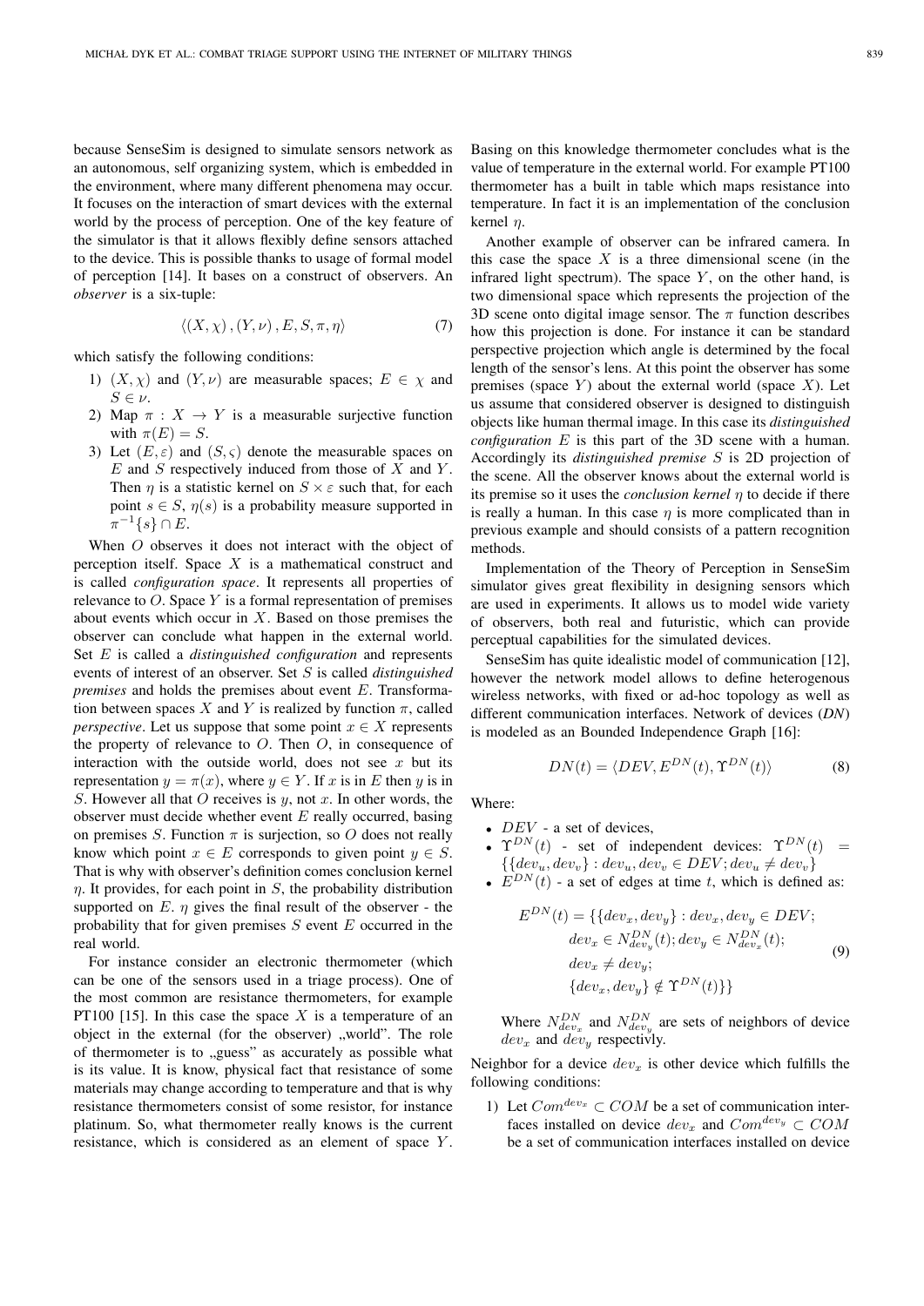because SenseSim is designed to simulate sensors network as an autonomous, self organizing system, which is embedded in the environment, where many different phenomena may occur. It focuses on the interaction of smart devices with the external world by the process of perception. One of the key feature of the simulator is that it allows flexibly define sensors attached to the device. This is possible thanks to usage of formal model of perception [14]. It bases on a construct of observers. An *observer* is a six-tuple:

$$\langle (X, \chi), (Y, \nu), E, S, \pi, \eta \rangle \tag{7}$$

which satisfy the following conditions:

1) $(X, \chi)$ and $(Y, \nu)$ are measurable spaces; $E \in \chi$ and $S \in \nu$.
2) Map $\pi : X \to Y$ is a measurable surjective function with $\pi(E) = S$.
3) Let $(E, \varepsilon)$ and $(S, \varsigma)$ denote the measurable spaces on $E$ and $S$ respectively induced from those of $X$ and $Y$. Then $\eta$ is a statistic kernel on $S \times \varepsilon$ such that, for each point $s \in S$, $\eta(s)$ is a probability measure supported in $\pi^{-1}\{s\} \cap E$.

When $O$ observes it does not interact with the object of perception itself. Space $X$ is a mathematical construct and is called *configuration space*. It represents all properties of relevance to $O$. Space $Y$ is a formal representation of premises about events which occur in $X$. Based on those premises the observer can conclude what happen in the external world. Set $E$ is called a *distinguished configuration* and represents events of interest of an observer. Set $S$ is called *distinguished premises* and holds the premises about event $E$. Transformation between spaces $X$ and $Y$ is realized by function $\pi$, called *perspective*. Let us suppose that some point $x \in X$ represents the property of relevance to $O$. Then $O$, in consequence of interaction with the outside world, does not see $x$ but its representation $y = \pi(x)$, where $y \in Y$. If $x$ is in $E$ then $y$ is in $S$. However all that $O$ receives is $y$, not $x$. In other words, the observer must decide whether event $E$ really occurred, basing on premises $S$. Function $\pi$ is surjection, so $O$ does not really know which point $x \in E$ corresponds to given point $y \in S$. That is why with observer's definition comes conclusion kernel $\eta$. It provides, for each point in $S$, the probability distribution supported on $E$. $\eta$ gives the final result of the observer - the probability that for given premises $S$ event $E$ occurred in the real world.

For instance consider an electronic thermometer (which can be one of the sensors used in a triage process). One of the most common are resistance thermometers, for example PT100 [15]. In this case the space $X$ is a temperature of an object in the external (for the observer) „world". The role of thermometer is to „guess" as accurately as possible what is its value. It is know, physical fact that resistance of some materials may change according to temperature and that is why resistance thermometers consist of some resistor, for instance platinum. So, what thermometer really knows is the current resistance, which is considered as an element of space $Y$. Basing on this knowledge thermometer concludes what is the value of temperature in the external world. For example PT100 thermometer has a built in table which maps resistance into temperature. In fact it is an implementation of the conclusion kernel $\eta$.

Another example of observer can be infrared camera. In this case the space $X$ is a three dimensional scene (in the infrared light spectrum). The space $Y$, on the other hand, is two dimensional space which represents the projection of the 3D scene onto digital image sensor. The $\pi$ function describes how this projection is done. For instance it can be standard perspective projection which angle is determined by the focal length of the sensor's lens. At this point the observer has some premises (space $Y$) about the external world (space $X$). Let us assume that considered observer is designed to distinguish objects like human thermal image. In this case its *distinguished configuration* $E$ is this part of the 3D scene with a human. Accordingly its *distinguished premise* $S$ is 2D projection of the scene. All the observer knows about the external world is its premise so it uses the *conclusion kernel* $\eta$ to decide if there is really a human. In this case $\eta$ is more complicated than in previous example and should consists of a pattern recognition methods.

Implementation of the Theory of Perception in SenseSim simulator gives great flexibility in designing sensors which are used in experiments. It allows us to model wide variety of observers, both real and futuristic, which can provide perceptual capabilities for the simulated devices.

SenseSim has quite idealistic model of communication [12], however the network model allows to define heterogenous wireless networks, with fixed or ad-hoc topology as well as different communication interfaces. Network of devices (*DN*) is modeled as an Bounded Independence Graph [16]:

$$DN(t) = \langle DEV, E^{DN}(t), \Upsilon^{DN}(t) \rangle \tag{8}$$

Where:

- $DEV$ - a set of devices,
- $\Upsilon^{DN}(t)$ - set of independent devices: $\Upsilon^{DN}(t) = \{\{dev_u, dev_v\} : dev_u, dev_v \in DEV; dev_u \neq dev_v\}$
- $E^{DN}(t)$ - a set of edges at time $t$, which is defined as:

$$\begin{aligned} E^{DN}(t) = \{\{dev_x, dev_y\} : &\, dev_x, dev_y \in DEV; \\ &\, dev_x \in N^{DN}_{dev_y}(t); dev_y \in N^{DN}_{dev_x}(t); \\ &\, dev_x \neq dev_y; \\ &\, \{dev_x, dev_y\} \notin \Upsilon^{DN}(t)\} \end{aligned} \tag{9}$$

  Where $N^{DN}_{dev_x}$ and $N^{DN}_{dev_y}$ are sets of neighbors of device $dev_x$ and $dev_y$ respectivly.

Neighbor for a device $dev_x$ is other device which fulfills the following conditions:

1) Let $Com^{dev_x} \subset COM$ be a set of communication interfaces installed on device $dev_x$ and $Com^{dev_y} \subset COM$ be a set of communication interfaces installed on device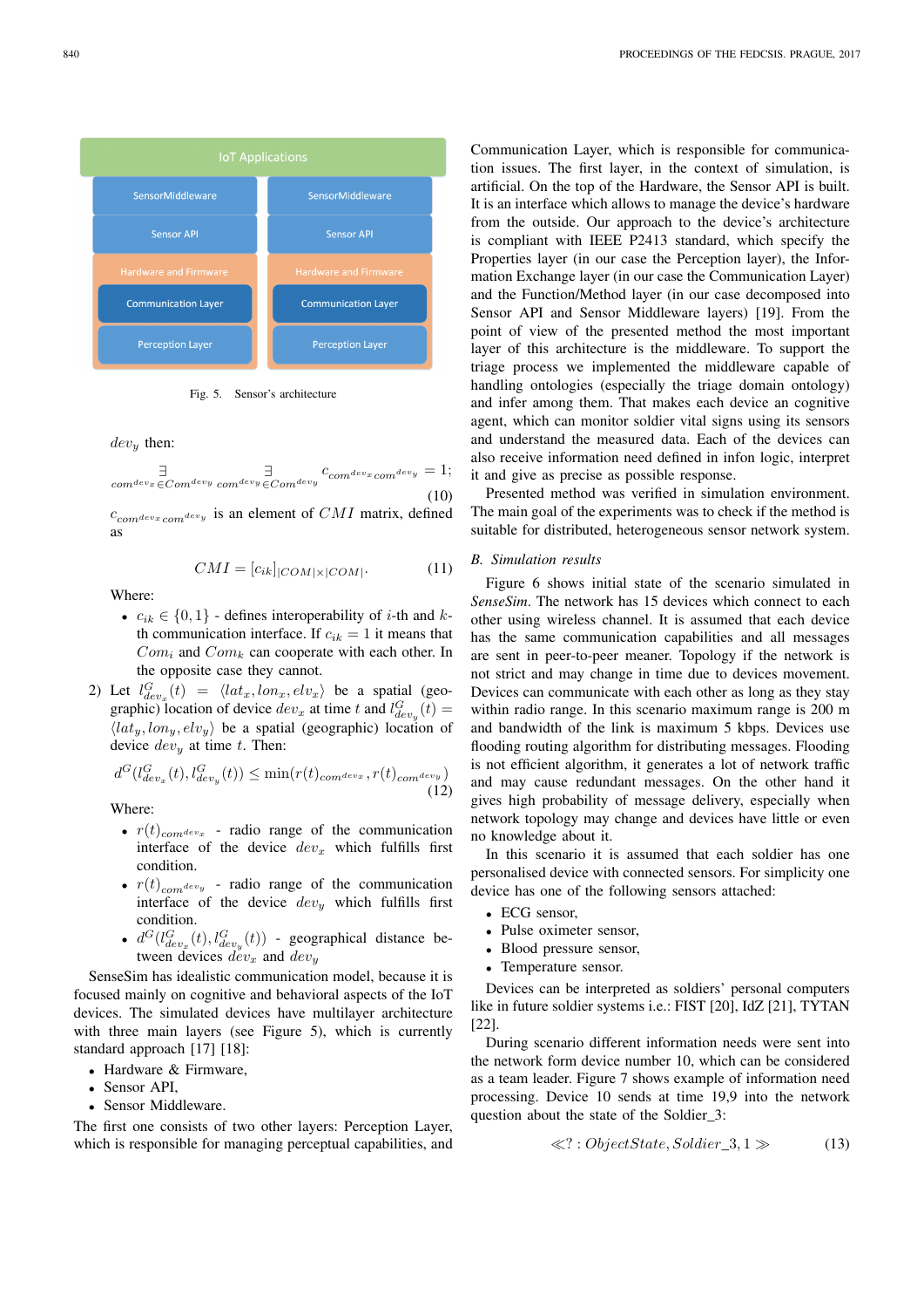Fig. 5. Sensor's architecture

$dev_y$ then:

$$\underset{com^{dev_x} \in Com^{dev_y}}{\exists} \; \underset{com^{dev_y} \in Com^{dev_y}}{\exists} c_{com^{dev_x} com^{dev_y}} = 1; \tag{10}$$

$c_{com^{dev_x} com^{dev_y}}$ is an element of $CMI$ matrix, defined as

$$CMI = [c_{ik}]_{|COM| \times |COM|}. \tag{11}$$

Where:

- $c_{ik} \in \{0, 1\}$ - defines interoperability of $i$-th and $k$-th communication interface. If $c_{ik} = 1$ it means that $Com_i$ and $Com_k$ can cooperate with each other. In the opposite case they cannot.

2) Let $l^G_{dev_x}(t) = \langle lat_x, lon_x, elv_x \rangle$ be a spatial (geographic) location of device $dev_x$ at time $t$ and $l^G_{dev_y}(t) = \langle lat_y, lon_y, elv_y \rangle$ be a spatial (geographic) location of device $dev_y$ at time $t$. Then:

$$d^G(l^G_{dev_x}(t), l^G_{dev_y}(t)) \leq \min(r(t)_{com^{dev_x}}, r(t)_{com^{dev_y}}) \tag{12}$$

Where:

- $r(t)_{com^{dev_x}}$ - radio range of the communication interface of the device $dev_x$ which fulfills first condition.
- $r(t)_{com^{dev_y}}$ - radio range of the communication interface of the device $dev_y$ which fulfills first condition.
- $d^G(l^G_{dev_x}(t), l^G_{dev_y}(t))$ - geographical distance between devices $dev_x$ and $dev_y$

SenseSim has idealistic communication model, because it is focused mainly on cognitive and behavioral aspects of the IoT devices. The simulated devices have multilayer architecture with three main layers (see Figure 5), which is currently standard approach [17] [18]:

- Hardware & Firmware,
- Sensor API,
- Sensor Middleware.

The first one consists of two other layers: Perception Layer, which is responsible for managing perceptual capabilities, and Communication Layer, which is responsible for communication issues. The first layer, in the context of simulation, is artificial. On the top of the Hardware, the Sensor API is built. It is an interface which allows to manage the device's hardware from the outside. Our approach to the device's architecture is compliant with IEEE P2413 standard, which specify the Properties layer (in our case the Perception layer), the Information Exchange layer (in our case the Communication Layer) and the Function/Method layer (in our case decomposed into Sensor API and Sensor Middleware layers) [19]. From the point of view of the presented method the most important layer of this architecture is the middleware. To support the triage process we implemented the middleware capable of handling ontologies (especially the triage domain ontology) and infer among them. That makes each device an cognitive agent, which can monitor soldier vital signs using its sensors and understand the measured data. Each of the devices can also receive information need defined in infon logic, interpret it and give as precise as possible response.

Presented method was verified in simulation environment. The main goal of the experiments was to check if the method is suitable for distributed, heterogeneous sensor network system.

## B. Simulation results

Figure 6 shows initial state of the scenario simulated in *SenseSim*. The network has 15 devices which connect to each other using wireless channel. It is assumed that each device has the same communication capabilities and all messages are sent in peer-to-peer meaner. Topology if the network is not strict and may change in time due to devices movement. Devices can communicate with each other as long as they stay within radio range. In this scenario maximum range is 200 m and bandwidth of the link is maximum 5 kbps. Devices use flooding routing algorithm for distributing messages. Flooding is not efficient algorithm, it generates a lot of network traffic and may cause redundant messages. On the other hand it gives high probability of message delivery, especially when network topology may change and devices have little or even no knowledge about it.

In this scenario it is assumed that each soldier has one personalised device with connected sensors. For simplicity one device has one of the following sensors attached:

- ECG sensor,
- Pulse oximeter sensor,
- Blood pressure sensor,
- Temperature sensor.

Devices can be interpreted as soldiers' personal computers like in future soldier systems i.e.: FIST [20], IdZ [21], TYTAN [22].

During scenario different information needs were sent into the network form device number 10, which can be considered as a team leader. Figure 7 shows example of information need processing. Device 10 sends at time 19,9 into the network question about the state of the Soldier_3:

$$\ll ?: ObjectState, Soldier\_3, 1 \gg \tag{13}$$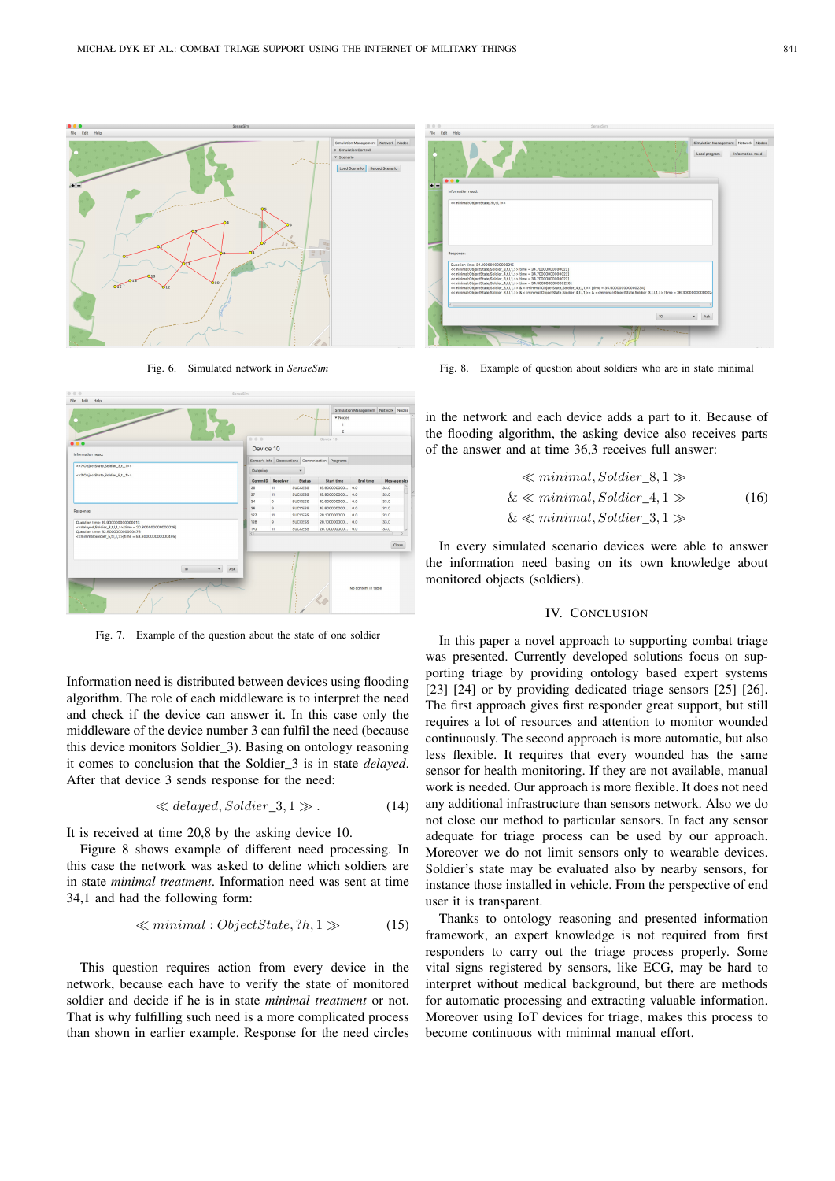Fig. 6. Simulated network in *SenseSim*

Fig. 8. Example of question about soldiers who are in state minimal

Fig. 7. Example of the question about the state of one soldier

Information need is distributed between devices using flooding algorithm. The role of each middleware is to interpret the need and check if the device can answer it. In this case only the middleware of the device number 3 can fulfil the need (because this device monitors Soldier_3). Basing on ontology reasoning it comes to conclusion that the Soldier_3 is in state *delayed*. After that device 3 sends response for the need:

$$\ll delayed, Soldier\_3, 1 \gg . \tag{14}$$

It is received at time 20,8 by the asking device 10.

Figure 8 shows example of different need processing. In this case the network was asked to define which soldiers are in state *minimal treatment*. Information need was sent at time 34,1 and had the following form:

$$\ll minimal : ObjectState, ?h, 1 \gg \tag{15}$$

This question requires action from every device in the network, because each have to verify the state of monitored soldier and decide if he is in state *minimal treatment* or not. That is why fulfilling such need is a more complicated process than shown in earlier example. Response for the need circles in the network and each device adds a part to it. Because of the flooding algorithm, the asking device also receives parts of the answer and at time 36,3 receives full answer:

$$\begin{aligned} &\ll minimal, Soldier\_8, 1 \gg \\ \& &\ll minimal, Soldier\_4, 1 \gg \\ \& &\ll minimal, Soldier\_3, 1 \gg \end{aligned} \tag{16}$$

In every simulated scenario devices were able to answer the information need basing on its own knowledge about monitored objects (soldiers).

## IV. Conclusion

In this paper a novel approach to supporting combat triage was presented. Currently developed solutions focus on supporting triage by providing ontology based expert systems [23] [24] or by providing dedicated triage sensors [25] [26]. The first approach gives first responder great support, but still requires a lot of resources and attention to monitor wounded continuously. The second approach is more automatic, but also less flexible. It requires that every wounded has the same sensor for health monitoring. If they are not available, manual work is needed. Our approach is more flexible. It does not need any additional infrastructure than sensors network. Also we do not close our method to particular sensors. In fact any sensor adequate for triage process can be used by our approach. Moreover we do not limit sensors only to wearable devices. Soldier's state may be evaluated also by nearby sensors, for instance those installed in vehicle. From the perspective of end user it is transparent.

Thanks to ontology reasoning and presented information framework, an expert knowledge is not required from first responders to carry out the triage process properly. Some vital signs registered by sensors, like ECG, may be hard to interpret without medical background, but there are methods for automatic processing and extracting valuable information. Moreover using IoT devices for triage, makes this process to become continuous with minimal manual effort.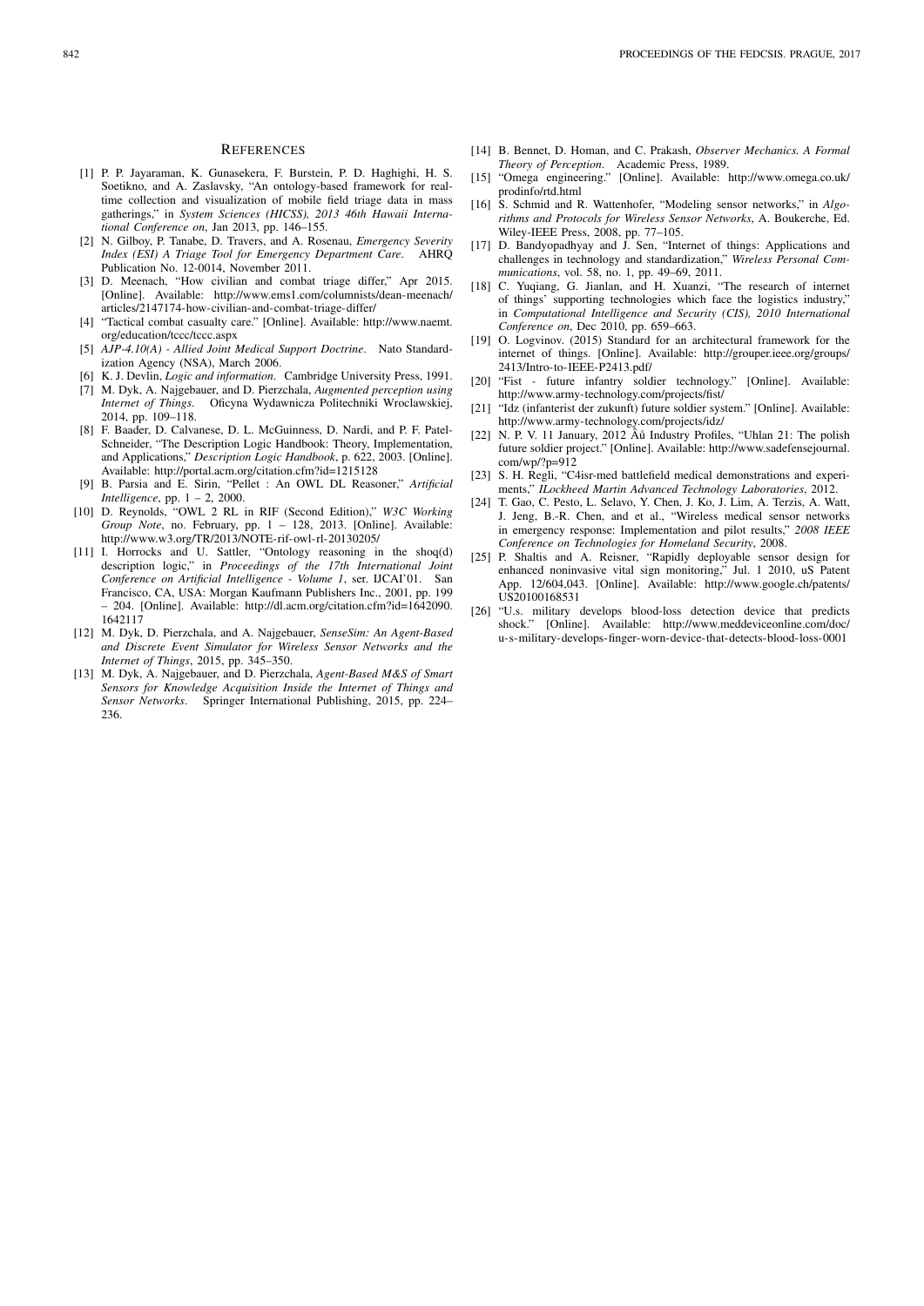## References

[1] P. P. Jayaraman, K. Gunasekera, F. Burstein, P. D. Haghighi, H. S. Soetikno, and A. Zaslavsky, "An ontology-based framework for real-time collection and visualization of mobile field triage data in mass gatherings," in *System Sciences (HICSS), 2013 46th Hawaii International Conference on*, Jan 2013, pp. 146–155.

[2] N. Gilboy, P. Tanabe, D. Travers, and A. Rosenau, *Emergency Severity Index (ESI) A Triage Tool for Emergency Department Care*. AHRQ Publication No. 12-0014, November 2011.

[3] D. Meenach, "How civilian and combat triage differ," Apr 2015. [Online]. Available: http://www.ems1.com/columnists/dean-meenach/articles/2147174-how-civilian-and-combat-triage-differ/

[4] "Tactical combat casualty care." [Online]. Available: http://www.naemt.org/education/tccc/tccc.aspx

[5] *AJP-4.10(A) - Allied Joint Medical Support Doctrine*. Nato Standardization Agency (NSA), March 2006.

[6] K. J. Devlin, *Logic and information*. Cambridge University Press, 1991.

[7] M. Dyk, A. Najgebauer, and D. Pierzchala, *Augmented perception using Internet of Things*. Oficyna Wydawnicza Politechniki Wroclawskiej, 2014, pp. 109–118.

[8] F. Baader, D. Calvanese, D. L. McGuinness, D. Nardi, and P. F. Patel-Schneider, "The Description Logic Handbook: Theory, Implementation, and Applications," *Description Logic Handbook*, p. 622, 2003. [Online]. Available: http://portal.acm.org/citation.cfm?id=1215128

[9] B. Parsia and E. Sirin, "Pellet : An OWL DL Reasoner," *Artificial Intelligence*, pp. 1 – 2, 2000.

[10] D. Reynolds, "OWL 2 RL in RIF (Second Edition)," *W3C Working Group Note*, no. February, pp. 1 – 128, 2013. [Online]. Available: http://www.w3.org/TR/2013/NOTE-rif-owl-rl-20130205/

[11] I. Horrocks and U. Sattler, "Ontology reasoning in the shoq(d) description logic," in *Proceedings of the 17th International Joint Conference on Artificial Intelligence - Volume 1*, ser. IJCAI'01. San Francisco, CA, USA: Morgan Kaufmann Publishers Inc., 2001, pp. 199 – 204. [Online]. Available: http://dl.acm.org/citation.cfm?id=1642090.1642117

[12] M. Dyk, D. Pierzchala, and A. Najgebauer, *SenseSim: An Agent-Based and Discrete Event Simulator for Wireless Sensor Networks and the Internet of Things*, 2015, pp. 345–350.

[13] M. Dyk, A. Najgebauer, and D. Pierzchala, *Agent-Based M&S of Smart Sensors for Knowledge Acquisition Inside the Internet of Things and Sensor Networks*. Springer International Publishing, 2015, pp. 224–236.

[14] B. Bennet, D. Homan, and C. Prakash, *Observer Mechanics. A Formal Theory of Perception*. Academic Press, 1989.

[15] "Omega engineering." [Online]. Available: http://www.omega.co.uk/prodinfo/rtd.html

[16] S. Schmid and R. Wattenhofer, "Modeling sensor networks," in *Algorithms and Protocols for Wireless Sensor Networks*, A. Boukerche, Ed. Wiley-IEEE Press, 2008, pp. 77–105.

[17] D. Bandyopadhyay and J. Sen, "Internet of things: Applications and challenges in technology and standardization," *Wireless Personal Communications*, vol. 58, no. 1, pp. 49–69, 2011.

[18] C. Yuqiang, G. Jianlan, and H. Xuanzi, "The research of internet of things' supporting technologies which face the logistics industry," in *Computational Intelligence and Security (CIS), 2010 International Conference on*, Dec 2010, pp. 659–663.

[19] O. Logvinov. (2015) Standard for an architectural framework for the internet of things. [Online]. Available: http://grouper.ieee.org/groups/2413/Intro-to-IEEE-P2413.pdf/

[20] "Fist - future infantry soldier technology." [Online]. Available: http://www.army-technology.com/projects/fist/

[21] "Idz (infanterist der zukunft) future soldier system." [Online]. Available: http://www.army-technology.com/projects/idz/

[22] N. P. V. 11 January, 2012 Âů Industry Profiles, "Uhlan 21: The polish future soldier project." [Online]. Available: http://www.sadefensejournal.com/wp/?p=912

[23] S. H. Regli, "C4isr-med battlefield medical demonstrations and experiments," *ILockheed Martin Advanced Technology Laboratories*, 2012.

[24] T. Gao, C. Pesto, L. Selavo, Y. Chen, J. Ko, J. Lim, A. Terzis, A. Watt, J. Jeng, B.-R. Chen, and et al., "Wireless medical sensor networks in emergency response: Implementation and pilot results," *2008 IEEE Conference on Technologies for Homeland Security*, 2008.

[25] P. Shaltis and A. Reisner, "Rapidly deployable sensor design for enhanced noninvasive vital sign monitoring," Jul. 1 2010, uS Patent App. 12/604,043. [Online]. Available: http://www.google.ch/patents/US20100168531

[26] "U.s. military develops blood-loss detection device that predicts shock." [Online]. Available: http://www.meddeviceonline.com/doc/u-s-military-develops-finger-worn-device-that-detects-blood-loss-0001